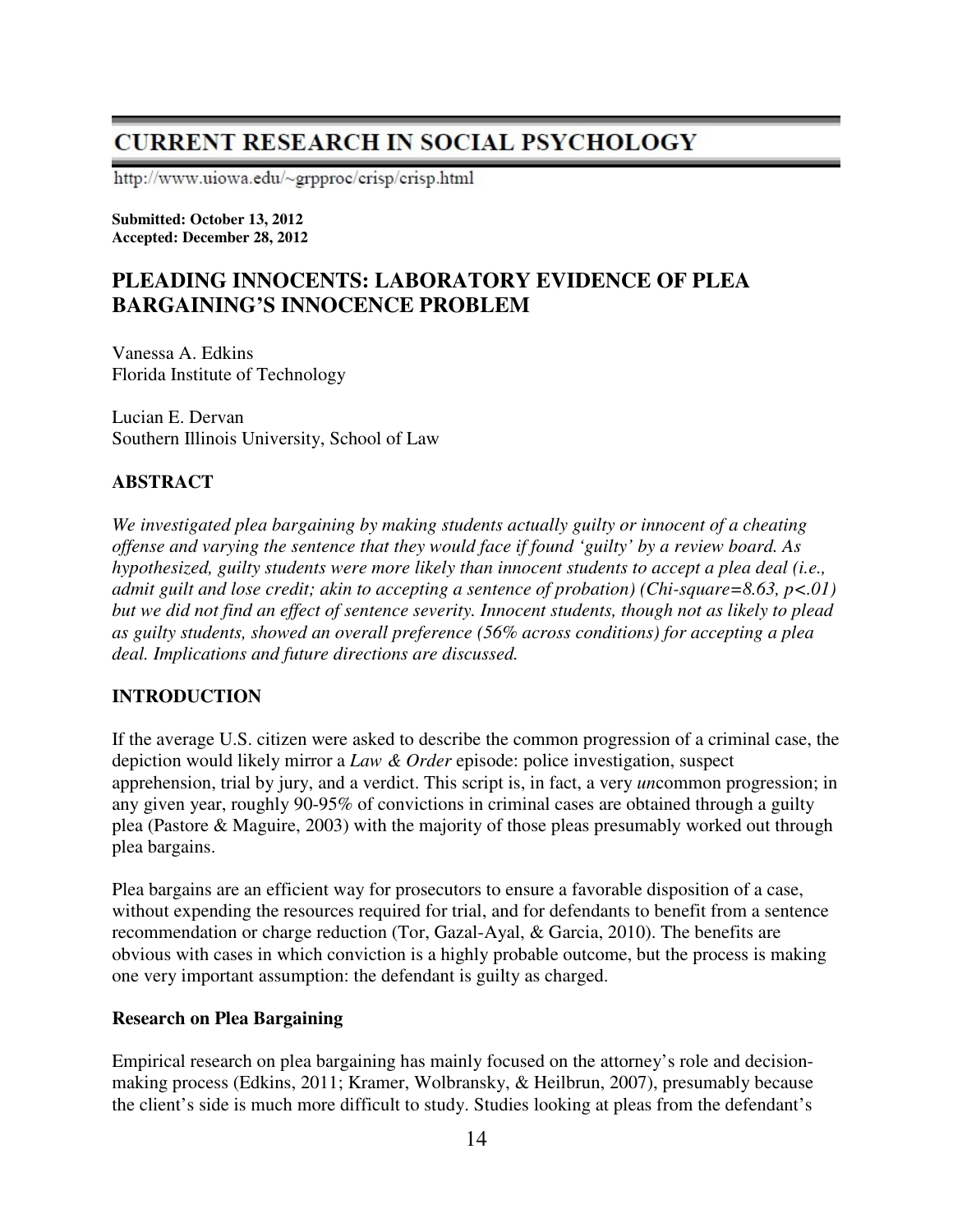# CURRENT RESEARCH IN SOCIAL PSYCHOLOGY

http://www.uiowa.edu/~grpproc/crisp/crisp.html

**Submitted: October 13, 2012**
**Accepted: December 28, 2012**

## PLEADING INNOCENTS: LABORATORY EVIDENCE OF PLEA BARGAINING'S INNOCENCE PROBLEM

Vanessa A. Edkins
Florida Institute of Technology

Lucian E. Dervan
Southern Illinois University, School of Law

### ABSTRACT

*We investigated plea bargaining by making students actually guilty or innocent of a cheating offense and varying the sentence that they would face if found 'guilty' by a review board. As hypothesized, guilty students were more likely than innocent students to accept a plea deal (i.e., admit guilt and lose credit; akin to accepting a sentence of probation) (Chi-square=8.63, p<.01) but we did not find an effect of sentence severity. Innocent students, though not as likely to plead as guilty students, showed an overall preference (56% across conditions) for accepting a plea deal. Implications and future directions are discussed.*

### INTRODUCTION

If the average U.S. citizen were asked to describe the common progression of a criminal case, the depiction would likely mirror a *Law & Order* episode: police investigation, suspect apprehension, trial by jury, and a verdict. This script is, in fact, a very *un*common progression; in any given year, roughly 90-95% of convictions in criminal cases are obtained through a guilty plea (Pastore & Maguire, 2003) with the majority of those pleas presumably worked out through plea bargains.

Plea bargains are an efficient way for prosecutors to ensure a favorable disposition of a case, without expending the resources required for trial, and for defendants to benefit from a sentence recommendation or charge reduction (Tor, Gazal-Ayal, & Garcia, 2010). The benefits are obvious with cases in which conviction is a highly probable outcome, but the process is making one very important assumption: the defendant is guilty as charged.

#### Research on Plea Bargaining

Empirical research on plea bargaining has mainly focused on the attorney's role and decision-making process (Edkins, 2011; Kramer, Wolbransky, & Heilbrun, 2007), presumably because the client's side is much more difficult to study. Studies looking at pleas from the defendant's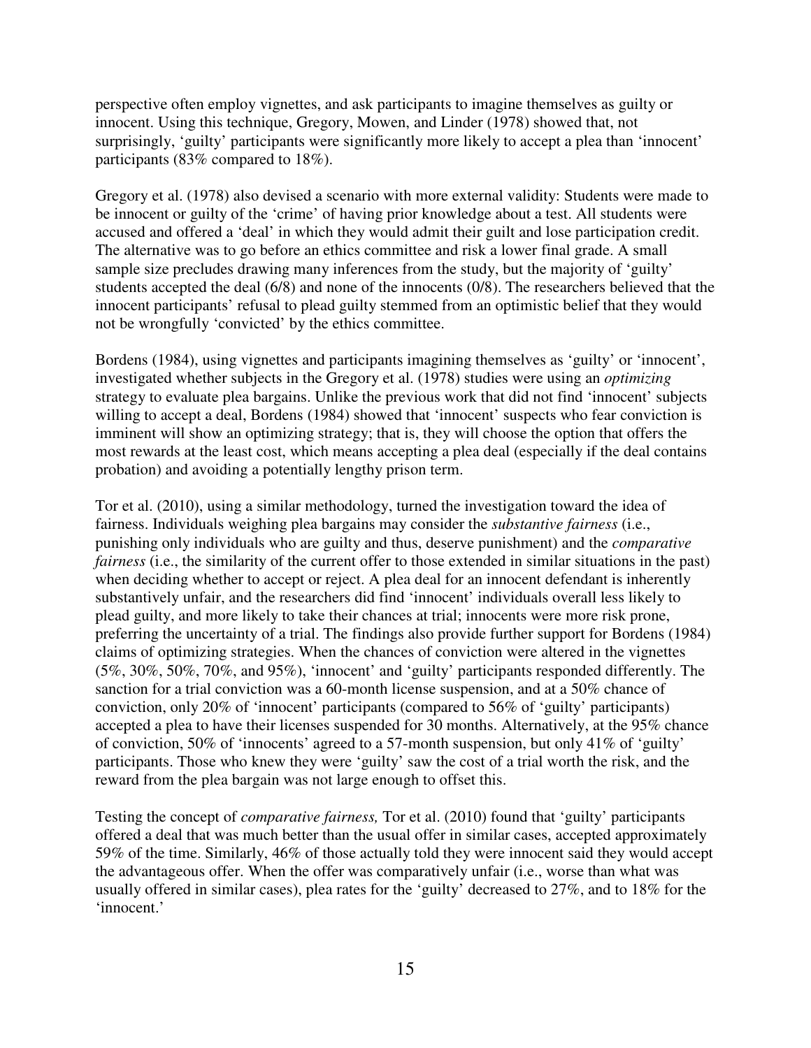perspective often employ vignettes, and ask participants to imagine themselves as guilty or innocent. Using this technique, Gregory, Mowen, and Linder (1978) showed that, not surprisingly, 'guilty' participants were significantly more likely to accept a plea than 'innocent' participants (83% compared to 18%).

Gregory et al. (1978) also devised a scenario with more external validity: Students were made to be innocent or guilty of the 'crime' of having prior knowledge about a test. All students were accused and offered a 'deal' in which they would admit their guilt and lose participation credit. The alternative was to go before an ethics committee and risk a lower final grade. A small sample size precludes drawing many inferences from the study, but the majority of 'guilty' students accepted the deal (6/8) and none of the innocents (0/8). The researchers believed that the innocent participants' refusal to plead guilty stemmed from an optimistic belief that they would not be wrongfully 'convicted' by the ethics committee.

Bordens (1984), using vignettes and participants imagining themselves as 'guilty' or 'innocent', investigated whether subjects in the Gregory et al. (1978) studies were using an *optimizing* strategy to evaluate plea bargains. Unlike the previous work that did not find 'innocent' subjects willing to accept a deal, Bordens (1984) showed that 'innocent' suspects who fear conviction is imminent will show an optimizing strategy; that is, they will choose the option that offers the most rewards at the least cost, which means accepting a plea deal (especially if the deal contains probation) and avoiding a potentially lengthy prison term.

Tor et al. (2010), using a similar methodology, turned the investigation toward the idea of fairness. Individuals weighing plea bargains may consider the *substantive fairness* (i.e., punishing only individuals who are guilty and thus, deserve punishment) and the *comparative fairness* (i.e., the similarity of the current offer to those extended in similar situations in the past) when deciding whether to accept or reject. A plea deal for an innocent defendant is inherently substantively unfair, and the researchers did find 'innocent' individuals overall less likely to plead guilty, and more likely to take their chances at trial; innocents were more risk prone, preferring the uncertainty of a trial. The findings also provide further support for Bordens (1984) claims of optimizing strategies. When the chances of conviction were altered in the vignettes (5%, 30%, 50%, 70%, and 95%), 'innocent' and 'guilty' participants responded differently. The sanction for a trial conviction was a 60-month license suspension, and at a 50% chance of conviction, only 20% of 'innocent' participants (compared to 56% of 'guilty' participants) accepted a plea to have their licenses suspended for 30 months. Alternatively, at the 95% chance of conviction, 50% of 'innocents' agreed to a 57-month suspension, but only 41% of 'guilty' participants. Those who knew they were 'guilty' saw the cost of a trial worth the risk, and the reward from the plea bargain was not large enough to offset this.

Testing the concept of *comparative fairness,* Tor et al. (2010) found that 'guilty' participants offered a deal that was much better than the usual offer in similar cases, accepted approximately 59% of the time. Similarly, 46% of those actually told they were innocent said they would accept the advantageous offer. When the offer was comparatively unfair (i.e., worse than what was usually offered in similar cases), plea rates for the 'guilty' decreased to 27%, and to 18% for the 'innocent.'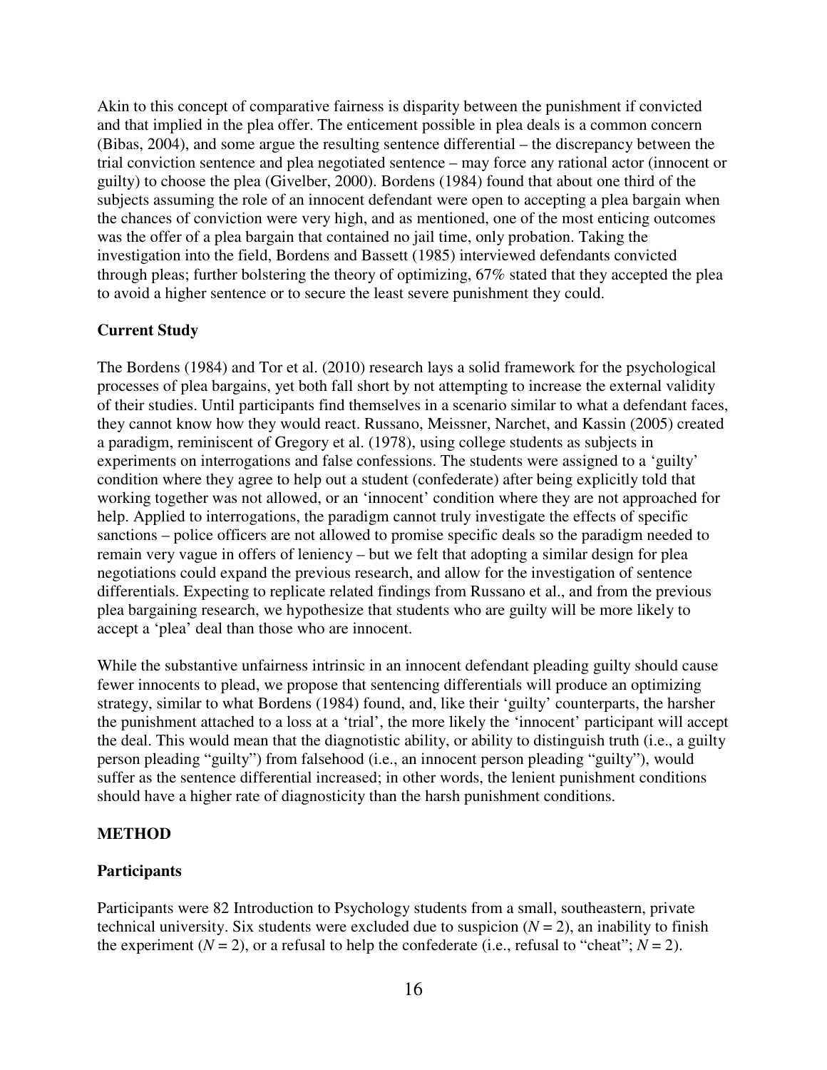Akin to this concept of comparative fairness is disparity between the punishment if convicted and that implied in the plea offer. The enticement possible in plea deals is a common concern (Bibas, 2004), and some argue the resulting sentence differential – the discrepancy between the trial conviction sentence and plea negotiated sentence – may force any rational actor (innocent or guilty) to choose the plea (Givelber, 2000). Bordens (1984) found that about one third of the subjects assuming the role of an innocent defendant were open to accepting a plea bargain when the chances of conviction were very high, and as mentioned, one of the most enticing outcomes was the offer of a plea bargain that contained no jail time, only probation. Taking the investigation into the field, Bordens and Bassett (1985) interviewed defendants convicted through pleas; further bolstering the theory of optimizing, 67% stated that they accepted the plea to avoid a higher sentence or to secure the least severe punishment they could.

## Current Study

The Bordens (1984) and Tor et al. (2010) research lays a solid framework for the psychological processes of plea bargains, yet both fall short by not attempting to increase the external validity of their studies. Until participants find themselves in a scenario similar to what a defendant faces, they cannot know how they would react. Russano, Meissner, Narchet, and Kassin (2005) created a paradigm, reminiscent of Gregory et al. (1978), using college students as subjects in experiments on interrogations and false confessions. The students were assigned to a 'guilty' condition where they agree to help out a student (confederate) after being explicitly told that working together was not allowed, or an 'innocent' condition where they are not approached for help. Applied to interrogations, the paradigm cannot truly investigate the effects of specific sanctions – police officers are not allowed to promise specific deals so the paradigm needed to remain very vague in offers of leniency – but we felt that adopting a similar design for plea negotiations could expand the previous research, and allow for the investigation of sentence differentials. Expecting to replicate related findings from Russano et al., and from the previous plea bargaining research, we hypothesize that students who are guilty will be more likely to accept a 'plea' deal than those who are innocent.

While the substantive unfairness intrinsic in an innocent defendant pleading guilty should cause fewer innocents to plead, we propose that sentencing differentials will produce an optimizing strategy, similar to what Bordens (1984) found, and, like their 'guilty' counterparts, the harsher the punishment attached to a loss at a 'trial', the more likely the 'innocent' participant will accept the deal. This would mean that the diagnostistic ability, or ability to distinguish truth (i.e., a guilty person pleading "guilty") from falsehood (i.e., an innocent person pleading "guilty"), would suffer as the sentence differential increased; in other words, the lenient punishment conditions should have a higher rate of diagnosticity than the harsh punishment conditions.

# METHOD

## Participants

Participants were 82 Introduction to Psychology students from a small, southeastern, private technical university. Six students were excluded due to suspicion ($N = 2$), an inability to finish the experiment ($N = 2$), or a refusal to help the confederate (i.e., refusal to "cheat"; $N = 2$).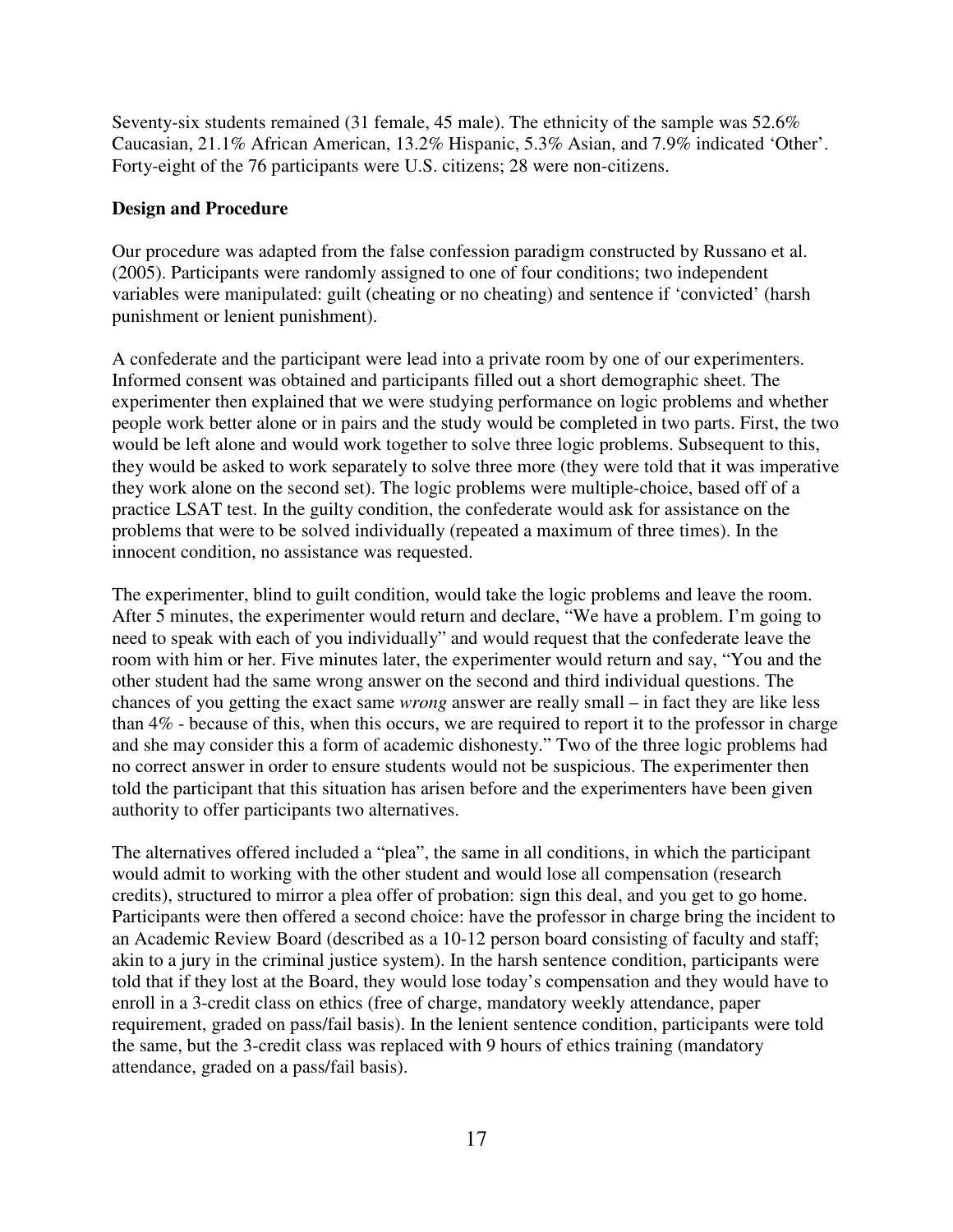Seventy-six students remained (31 female, 45 male). The ethnicity of the sample was 52.6% Caucasian, 21.1% African American, 13.2% Hispanic, 5.3% Asian, and 7.9% indicated 'Other'. Forty-eight of the 76 participants were U.S. citizens; 28 were non-citizens.

**Design and Procedure**

Our procedure was adapted from the false confession paradigm constructed by Russano et al. (2005). Participants were randomly assigned to one of four conditions; two independent variables were manipulated: guilt (cheating or no cheating) and sentence if 'convicted' (harsh punishment or lenient punishment).

A confederate and the participant were lead into a private room by one of our experimenters. Informed consent was obtained and participants filled out a short demographic sheet. The experimenter then explained that we were studying performance on logic problems and whether people work better alone or in pairs and the study would be completed in two parts. First, the two would be left alone and would work together to solve three logic problems. Subsequent to this, they would be asked to work separately to solve three more (they were told that it was imperative they work alone on the second set). The logic problems were multiple-choice, based off of a practice LSAT test. In the guilty condition, the confederate would ask for assistance on the problems that were to be solved individually (repeated a maximum of three times). In the innocent condition, no assistance was requested.

The experimenter, blind to guilt condition, would take the logic problems and leave the room. After 5 minutes, the experimenter would return and declare, "We have a problem. I'm going to need to speak with each of you individually" and would request that the confederate leave the room with him or her. Five minutes later, the experimenter would return and say, "You and the other student had the same wrong answer on the second and third individual questions. The chances of you getting the exact same *wrong* answer are really small – in fact they are like less than 4% - because of this, when this occurs, we are required to report it to the professor in charge and she may consider this a form of academic dishonesty." Two of the three logic problems had no correct answer in order to ensure students would not be suspicious. The experimenter then told the participant that this situation has arisen before and the experimenters have been given authority to offer participants two alternatives.

The alternatives offered included a "plea", the same in all conditions, in which the participant would admit to working with the other student and would lose all compensation (research credits), structured to mirror a plea offer of probation: sign this deal, and you get to go home. Participants were then offered a second choice: have the professor in charge bring the incident to an Academic Review Board (described as a 10-12 person board consisting of faculty and staff; akin to a jury in the criminal justice system). In the harsh sentence condition, participants were told that if they lost at the Board, they would lose today's compensation and they would have to enroll in a 3-credit class on ethics (free of charge, mandatory weekly attendance, paper requirement, graded on pass/fail basis). In the lenient sentence condition, participants were told the same, but the 3-credit class was replaced with 9 hours of ethics training (mandatory attendance, graded on a pass/fail basis).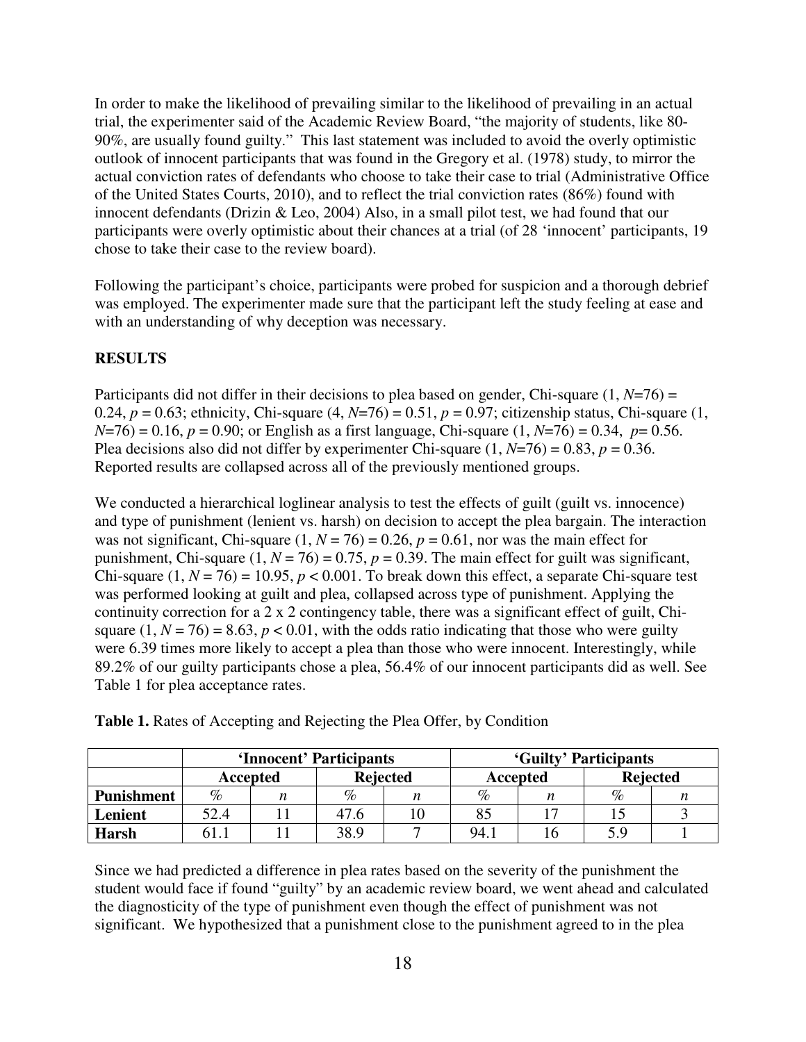In order to make the likelihood of prevailing similar to the likelihood of prevailing in an actual trial, the experimenter said of the Academic Review Board, "the majority of students, like 80-90%, are usually found guilty." This last statement was included to avoid the overly optimistic outlook of innocent participants that was found in the Gregory et al. (1978) study, to mirror the actual conviction rates of defendants who choose to take their case to trial (Administrative Office of the United States Courts, 2010), and to reflect the trial conviction rates (86%) found with innocent defendants (Drizin & Leo, 2004) Also, in a small pilot test, we had found that our participants were overly optimistic about their chances at a trial (of 28 'innocent' participants, 19 chose to take their case to the review board).

Following the participant's choice, participants were probed for suspicion and a thorough debrief was employed. The experimenter made sure that the participant left the study feeling at ease and with an understanding of why deception was necessary.

## RESULTS

Participants did not differ in their decisions to plea based on gender, Chi-square $(1, N=76) = 0.24$, $p = 0.63$; ethnicity, Chi-square $(4, N=76) = 0.51$, $p = 0.97$; citizenship status, Chi-square $(1, N=76) = 0.16$, $p = 0.90$; or English as a first language, Chi-square $(1, N=76) = 0.34$, $p = 0.56$. Plea decisions also did not differ by experimenter Chi-square $(1, N=76) = 0.83$, $p = 0.36$. Reported results are collapsed across all of the previously mentioned groups.

We conducted a hierarchical loglinear analysis to test the effects of guilt (guilt vs. innocence) and type of punishment (lenient vs. harsh) on decision to accept the plea bargain. The interaction was not significant, Chi-square $(1, N = 76) = 0.26$, $p = 0.61$, nor was the main effect for punishment, Chi-square $(1, N = 76) = 0.75$, $p = 0.39$. The main effect for guilt was significant, Chi-square $(1, N = 76) = 10.95$, $p < 0.001$. To break down this effect, a separate Chi-square test was performed looking at guilt and plea, collapsed across type of punishment. Applying the continuity correction for a 2 x 2 contingency table, there was a significant effect of guilt, Chi-square $(1, N = 76) = 8.63$, $p < 0.01$, with the odds ratio indicating that those who were guilty were 6.39 times more likely to accept a plea than those who were innocent. Interestingly, while 89.2% of our guilty participants chose a plea, 56.4% of our innocent participants did as well. See Table 1 for plea acceptance rates.

**Table 1.** Rates of Accepting and Rejecting the Plea Offer, by Condition

| | 'Innocent' Participants | | | | 'Guilty' Participants | | | |
|---|---|---|---|---|---|---|---|---|
| | Accepted | | Rejected | | Accepted | | Rejected | |
| **Punishment** | % | *n* | % | *n* | % | *n* | % | *n* |
| **Lenient** | 52.4 | 11 | 47.6 | 10 | 85 | 17 | 15 | 3 |
| **Harsh** | 61.1 | 11 | 38.9 | 7 | 94.1 | 16 | 5.9 | 1 |

Since we had predicted a difference in plea rates based on the severity of the punishment the student would face if found "guilty" by an academic review board, we went ahead and calculated the diagnosticity of the type of punishment even though the effect of punishment was not significant. We hypothesized that a punishment close to the punishment agreed to in the plea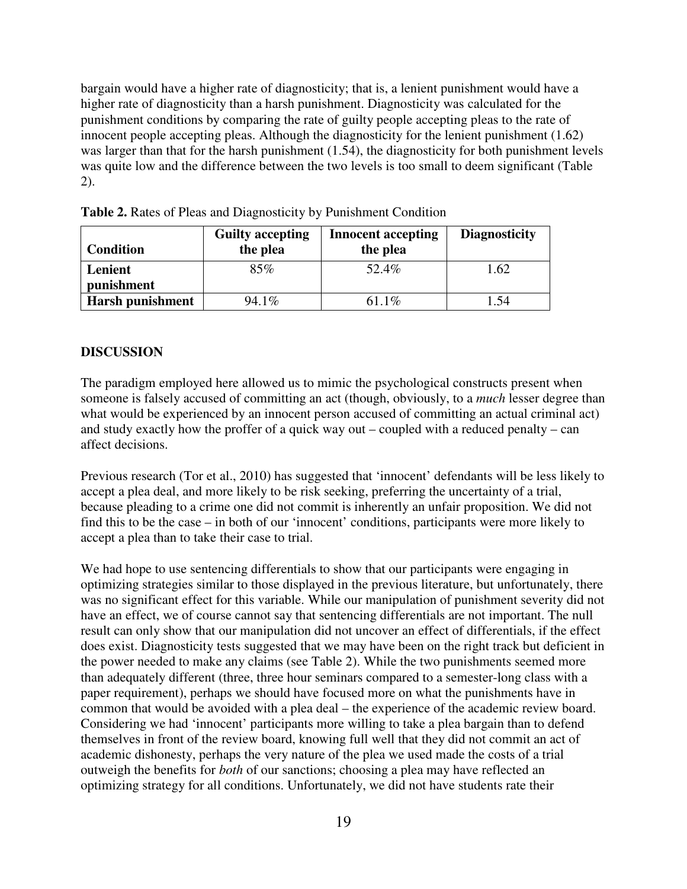bargain would have a higher rate of diagnosticity; that is, a lenient punishment would have a higher rate of diagnosticity than a harsh punishment. Diagnosticity was calculated for the punishment conditions by comparing the rate of guilty people accepting pleas to the rate of innocent people accepting pleas. Although the diagnosticity for the lenient punishment (1.62) was larger than that for the harsh punishment (1.54), the diagnosticity for both punishment levels was quite low and the difference between the two levels is too small to deem significant (Table 2).

**Table 2.** Rates of Pleas and Diagnosticity by Punishment Condition

| Condition | Guilty accepting the plea | Innocent accepting the plea | Diagnosticity |
|---|---|---|---|
| **Lenient punishment** | 85% | 52.4% | 1.62 |
| **Harsh punishment** | 94.1% | 61.1% | 1.54 |

## DISCUSSION

The paradigm employed here allowed us to mimic the psychological constructs present when someone is falsely accused of committing an act (though, obviously, to a *much* lesser degree than what would be experienced by an innocent person accused of committing an actual criminal act) and study exactly how the proffer of a quick way out – coupled with a reduced penalty – can affect decisions.

Previous research (Tor et al., 2010) has suggested that 'innocent' defendants will be less likely to accept a plea deal, and more likely to be risk seeking, preferring the uncertainty of a trial, because pleading to a crime one did not commit is inherently an unfair proposition. We did not find this to be the case – in both of our 'innocent' conditions, participants were more likely to accept a plea than to take their case to trial.

We had hope to use sentencing differentials to show that our participants were engaging in optimizing strategies similar to those displayed in the previous literature, but unfortunately, there was no significant effect for this variable. While our manipulation of punishment severity did not have an effect, we of course cannot say that sentencing differentials are not important. The null result can only show that our manipulation did not uncover an effect of differentials, if the effect does exist. Diagnosticity tests suggested that we may have been on the right track but deficient in the power needed to make any claims (see Table 2). While the two punishments seemed more than adequately different (three, three hour seminars compared to a semester-long class with a paper requirement), perhaps we should have focused more on what the punishments have in common that would be avoided with a plea deal – the experience of the academic review board. Considering we had 'innocent' participants more willing to take a plea bargain than to defend themselves in front of the review board, knowing full well that they did not commit an act of academic dishonesty, perhaps the very nature of the plea we used made the costs of a trial outweigh the benefits for *both* of our sanctions; choosing a plea may have reflected an optimizing strategy for all conditions. Unfortunately, we did not have students rate their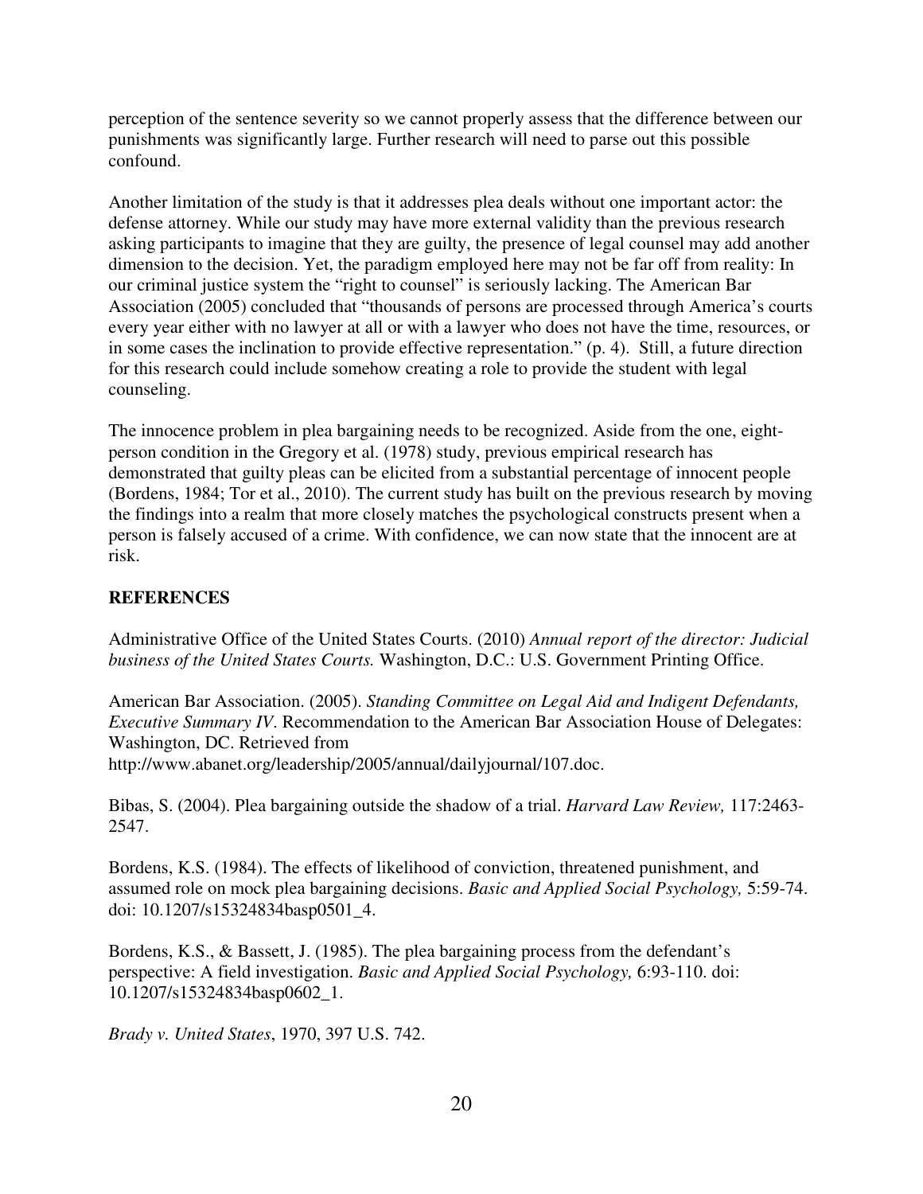perception of the sentence severity so we cannot properly assess that the difference between our punishments was significantly large. Further research will need to parse out this possible confound.

Another limitation of the study is that it addresses plea deals without one important actor: the defense attorney. While our study may have more external validity than the previous research asking participants to imagine that they are guilty, the presence of legal counsel may add another dimension to the decision. Yet, the paradigm employed here may not be far off from reality: In our criminal justice system the "right to counsel" is seriously lacking. The American Bar Association (2005) concluded that "thousands of persons are processed through America's courts every year either with no lawyer at all or with a lawyer who does not have the time, resources, or in some cases the inclination to provide effective representation." (p. 4). Still, a future direction for this research could include somehow creating a role to provide the student with legal counseling.

The innocence problem in plea bargaining needs to be recognized. Aside from the one, eight-person condition in the Gregory et al. (1978) study, previous empirical research has demonstrated that guilty pleas can be elicited from a substantial percentage of innocent people (Bordens, 1984; Tor et al., 2010). The current study has built on the previous research by moving the findings into a realm that more closely matches the psychological constructs present when a person is falsely accused of a crime. With confidence, we can now state that the innocent are at risk.

## REFERENCES

Administrative Office of the United States Courts. (2010) *Annual report of the director: Judicial business of the United States Courts.* Washington, D.C.: U.S. Government Printing Office.

American Bar Association. (2005). *Standing Committee on Legal Aid and Indigent Defendants, Executive Summary IV*. Recommendation to the American Bar Association House of Delegates: Washington, DC. Retrieved from http://www.abanet.org/leadership/2005/annual/dailyjournal/107.doc.

Bibas, S. (2004). Plea bargaining outside the shadow of a trial. *Harvard Law Review,* 117:2463-2547.

Bordens, K.S. (1984). The effects of likelihood of conviction, threatened punishment, and assumed role on mock plea bargaining decisions. *Basic and Applied Social Psychology,* 5:59-74. doi: 10.1207/s15324834basp0501_4.

Bordens, K.S., & Bassett, J. (1985). The plea bargaining process from the defendant's perspective: A field investigation. *Basic and Applied Social Psychology,* 6:93-110. doi: 10.1207/s15324834basp0602_1.

*Brady v. United States*, 1970, 397 U.S. 742.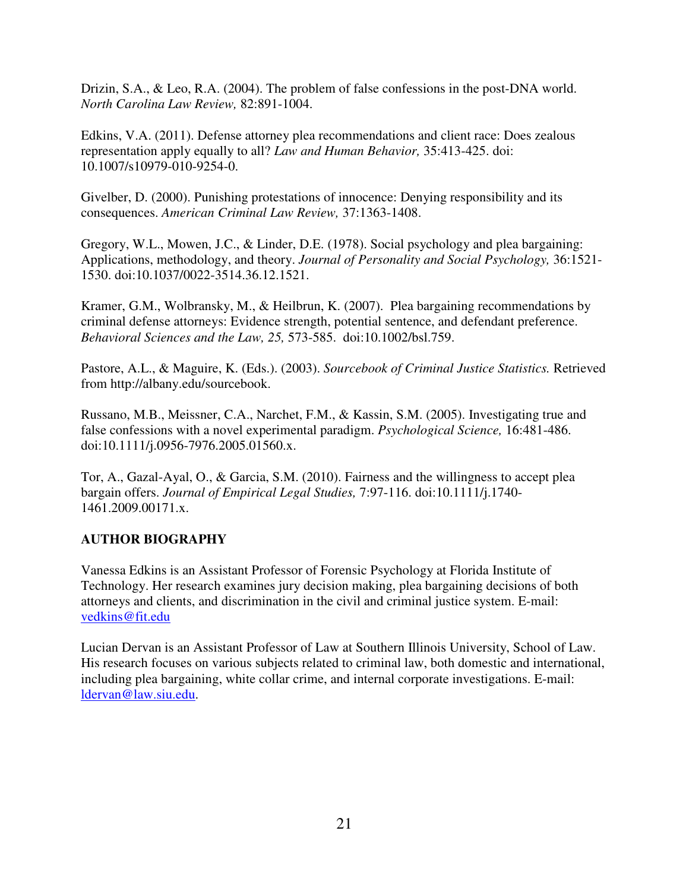Drizin, S.A., & Leo, R.A. (2004). The problem of false confessions in the post-DNA world. *North Carolina Law Review,* 82:891-1004.

Edkins, V.A. (2011). Defense attorney plea recommendations and client race: Does zealous representation apply equally to all? *Law and Human Behavior,* 35:413-425. doi: 10.1007/s10979-010-9254-0.

Givelber, D. (2000). Punishing protestations of innocence: Denying responsibility and its consequences. *American Criminal Law Review,* 37:1363-1408.

Gregory, W.L., Mowen, J.C., & Linder, D.E. (1978). Social psychology and plea bargaining: Applications, methodology, and theory. *Journal of Personality and Social Psychology,* 36:1521-1530. doi:10.1037/0022-3514.36.12.1521.

Kramer, G.M., Wolbransky, M., & Heilbrun, K. (2007). Plea bargaining recommendations by criminal defense attorneys: Evidence strength, potential sentence, and defendant preference. *Behavioral Sciences and the Law, 25,* 573-585. doi:10.1002/bsl.759.

Pastore, A.L., & Maguire, K. (Eds.). (2003). *Sourcebook of Criminal Justice Statistics.* Retrieved from http://albany.edu/sourcebook.

Russano, M.B., Meissner, C.A., Narchet, F.M., & Kassin, S.M. (2005). Investigating true and false confessions with a novel experimental paradigm. *Psychological Science,* 16:481-486. doi:10.1111/j.0956-7976.2005.01560.x.

Tor, A., Gazal-Ayal, O., & Garcia, S.M. (2010). Fairness and the willingness to accept plea bargain offers. *Journal of Empirical Legal Studies,* 7:97-116. doi:10.1111/j.1740-1461.2009.00171.x.

## AUTHOR BIOGRAPHY

Vanessa Edkins is an Assistant Professor of Forensic Psychology at Florida Institute of Technology. Her research examines jury decision making, plea bargaining decisions of both attorneys and clients, and discrimination in the civil and criminal justice system. E-mail: vedkins@fit.edu

Lucian Dervan is an Assistant Professor of Law at Southern Illinois University, School of Law. His research focuses on various subjects related to criminal law, both domestic and international, including plea bargaining, white collar crime, and internal corporate investigations. E-mail: ldervan@law.siu.edu.